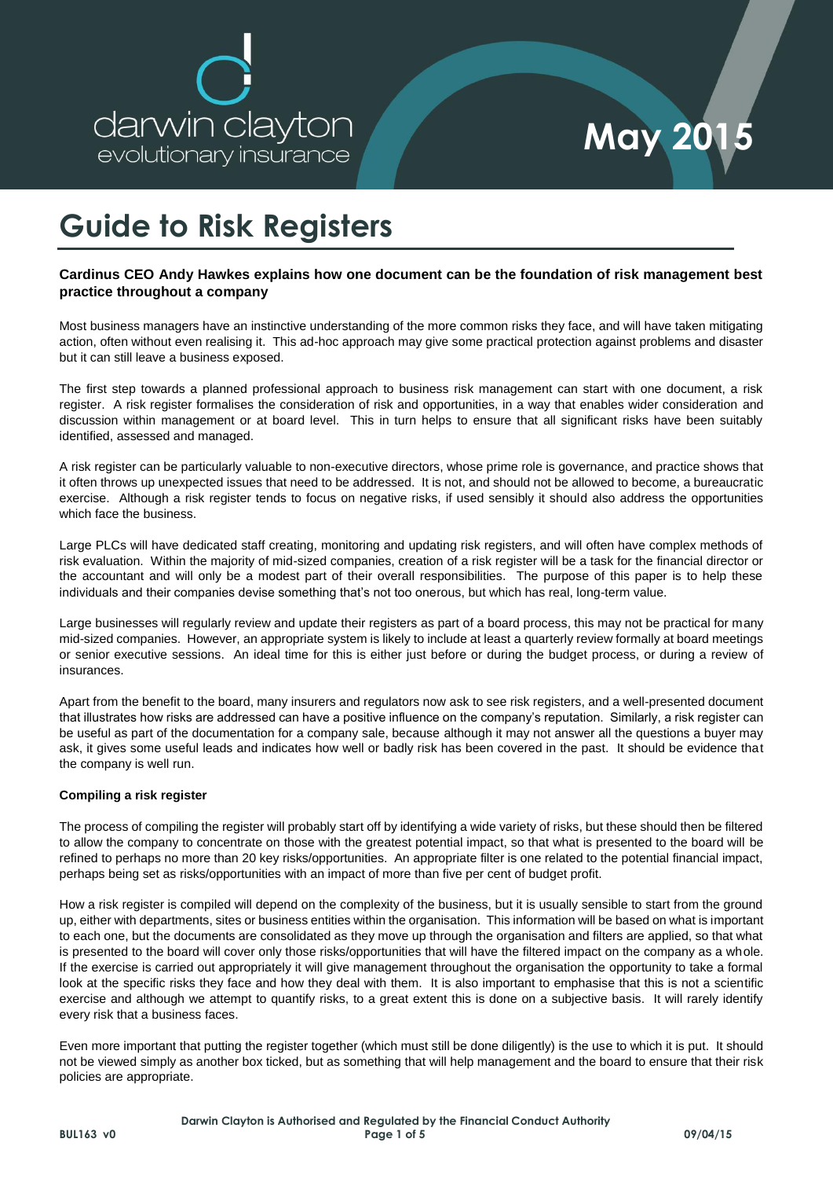darwin clayton
evolutionary insurance

May 2015

# Guide to Risk Registers

**Cardinus CEO Andy Hawkes explains how one document can be the foundation of risk management best practice throughout a company**

Most business managers have an instinctive understanding of the more common risks they face, and will have taken mitigating action, often without even realising it. This ad-hoc approach may give some practical protection against problems and disaster but it can still leave a business exposed.

The first step towards a planned professional approach to business risk management can start with one document, a risk register. A risk register formalises the consideration of risk and opportunities, in a way that enables wider consideration and discussion within management or at board level. This in turn helps to ensure that all significant risks have been suitably identified, assessed and managed.

A risk register can be particularly valuable to non-executive directors, whose prime role is governance, and practice shows that it often throws up unexpected issues that need to be addressed. It is not, and should not be allowed to become, a bureaucratic exercise. Although a risk register tends to focus on negative risks, if used sensibly it should also address the opportunities which face the business.

Large PLCs will have dedicated staff creating, monitoring and updating risk registers, and will often have complex methods of risk evaluation. Within the majority of mid-sized companies, creation of a risk register will be a task for the financial director or the accountant and will only be a modest part of their overall responsibilities. The purpose of this paper is to help these individuals and their companies devise something that's not too onerous, but which has real, long-term value.

Large businesses will regularly review and update their registers as part of a board process, this may not be practical for many mid-sized companies. However, an appropriate system is likely to include at least a quarterly review formally at board meetings or senior executive sessions. An ideal time for this is either just before or during the budget process, or during a review of insurances.

Apart from the benefit to the board, many insurers and regulators now ask to see risk registers, and a well-presented document that illustrates how risks are addressed can have a positive influence on the company's reputation. Similarly, a risk register can be useful as part of the documentation for a company sale, because although it may not answer all the questions a buyer may ask, it gives some useful leads and indicates how well or badly risk has been covered in the past. It should be evidence that the company is well run.

**Compiling a risk register**

The process of compiling the register will probably start off by identifying a wide variety of risks, but these should then be filtered to allow the company to concentrate on those with the greatest potential impact, so that what is presented to the board will be refined to perhaps no more than 20 key risks/opportunities. An appropriate filter is one related to the potential financial impact, perhaps being set as risks/opportunities with an impact of more than five per cent of budget profit.

How a risk register is compiled will depend on the complexity of the business, but it is usually sensible to start from the ground up, either with departments, sites or business entities within the organisation. This information will be based on what is important to each one, but the documents are consolidated as they move up through the organisation and filters are applied, so that what is presented to the board will cover only those risks/opportunities that will have the filtered impact on the company as a whole. If the exercise is carried out appropriately it will give management throughout the organisation the opportunity to take a formal look at the specific risks they face and how they deal with them. It is also important to emphasise that this is not a scientific exercise and although we attempt to quantify risks, to a great extent this is done on a subjective basis. It will rarely identify every risk that a business faces.

Even more important that putting the register together (which must still be done diligently) is the use to which it is put. It should not be viewed simply as another box ticked, but as something that will help management and the board to ensure that their risk policies are appropriate.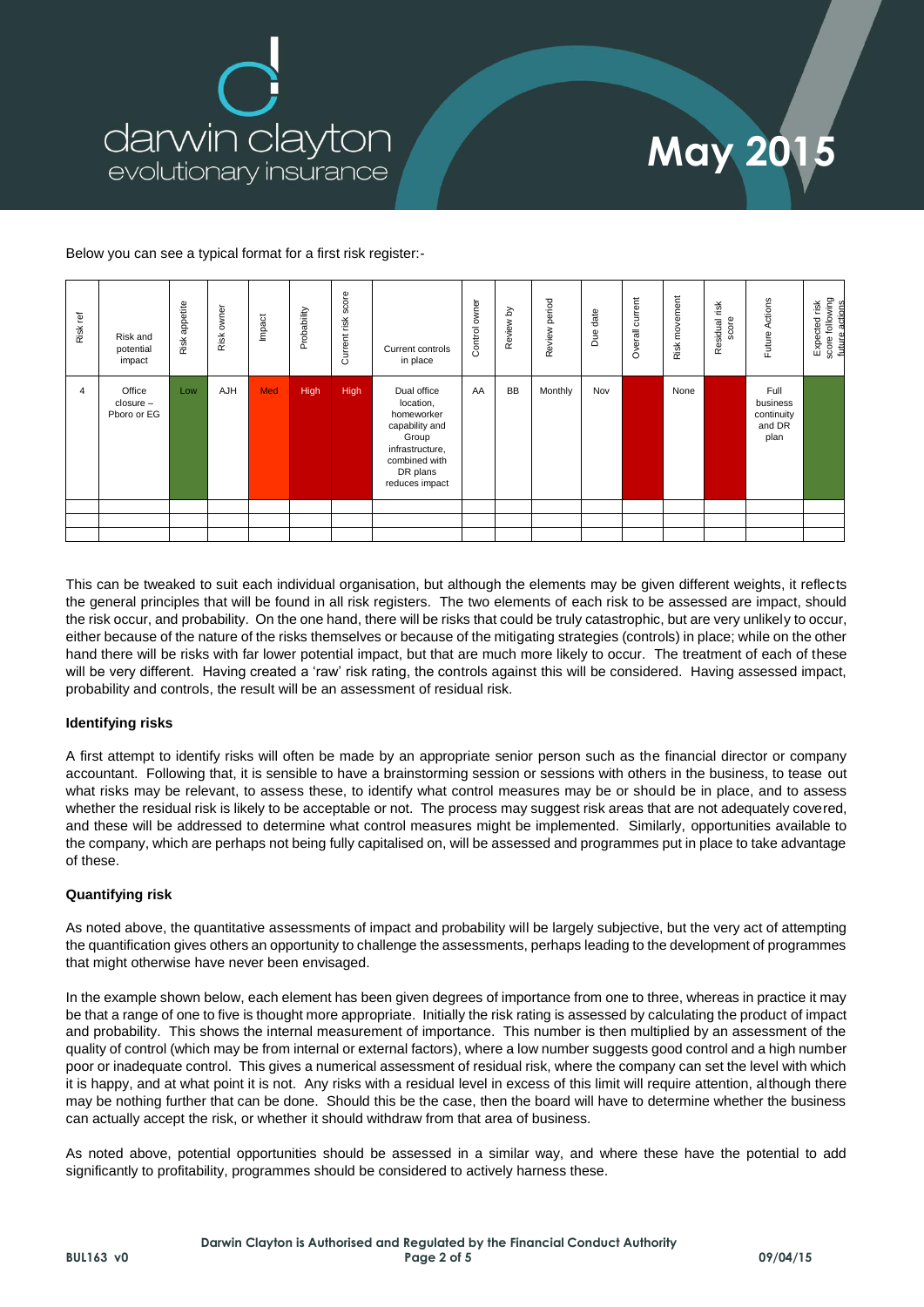Below you can see a typical format for a first risk register:-

| Risk ref | Risk and potential impact | Risk appetite | Risk owner | Impact | Probability | Current risk score | Current controls in place | Control owner | Review by | Review period | Due date | Overall current | Risk movement | Residual risk score | Future Actions | Expected risk score following future actions |
|---|---|---|---|---|---|---|---|---|---|---|---|---|---|---|---|---|
| 4 | Office closure – Pboro or EG | Low | AJH | Med | High | High | Dual office location, homeworker capability and Group infrastructure, combined with DR plans reduces impact | AA | BB | Monthly | Nov | | None | | Full business continuity and DR plan | |
| | | | | | | | | | | | | | | | | |
| | | | | | | | | | | | | | | | | |
| | | | | | | | | | | | | | | | | |

This can be tweaked to suit each individual organisation, but although the elements may be given different weights, it reflects the general principles that will be found in all risk registers. The two elements of each risk to be assessed are impact, should the risk occur, and probability. On the one hand, there will be risks that could be truly catastrophic, but are very unlikely to occur, either because of the nature of the risks themselves or because of the mitigating strategies (controls) in place; while on the other hand there will be risks with far lower potential impact, but that are much more likely to occur. The treatment of each of these will be very different. Having created a 'raw' risk rating, the controls against this will be considered. Having assessed impact, probability and controls, the result will be an assessment of residual risk.

**Identifying risks**

A first attempt to identify risks will often be made by an appropriate senior person such as the financial director or company accountant. Following that, it is sensible to have a brainstorming session or sessions with others in the business, to tease out what risks may be relevant, to assess these, to identify what control measures may be or should be in place, and to assess whether the residual risk is likely to be acceptable or not. The process may suggest risk areas that are not adequately covered, and these will be addressed to determine what control measures might be implemented. Similarly, opportunities available to the company, which are perhaps not being fully capitalised on, will be assessed and programmes put in place to take advantage of these.

**Quantifying risk**

As noted above, the quantitative assessments of impact and probability will be largely subjective, but the very act of attempting the quantification gives others an opportunity to challenge the assessments, perhaps leading to the development of programmes that might otherwise have never been envisaged.

In the example shown below, each element has been given degrees of importance from one to three, whereas in practice it may be that a range of one to five is thought more appropriate. Initially the risk rating is assessed by calculating the product of impact and probability. This shows the internal measurement of importance. This number is then multiplied by an assessment of the quality of control (which may be from internal or external factors), where a low number suggests good control and a high number poor or inadequate control. This gives a numerical assessment of residual risk, where the company can set the level with which it is happy, and at what point it is not. Any risks with a residual level in excess of this limit will require attention, although there may be nothing further that can be done. Should this be the case, then the board will have to determine whether the business can actually accept the risk, or whether it should withdraw from that area of business.

As noted above, potential opportunities should be assessed in a similar way, and where these have the potential to add significantly to profitability, programmes should be considered to actively harness these.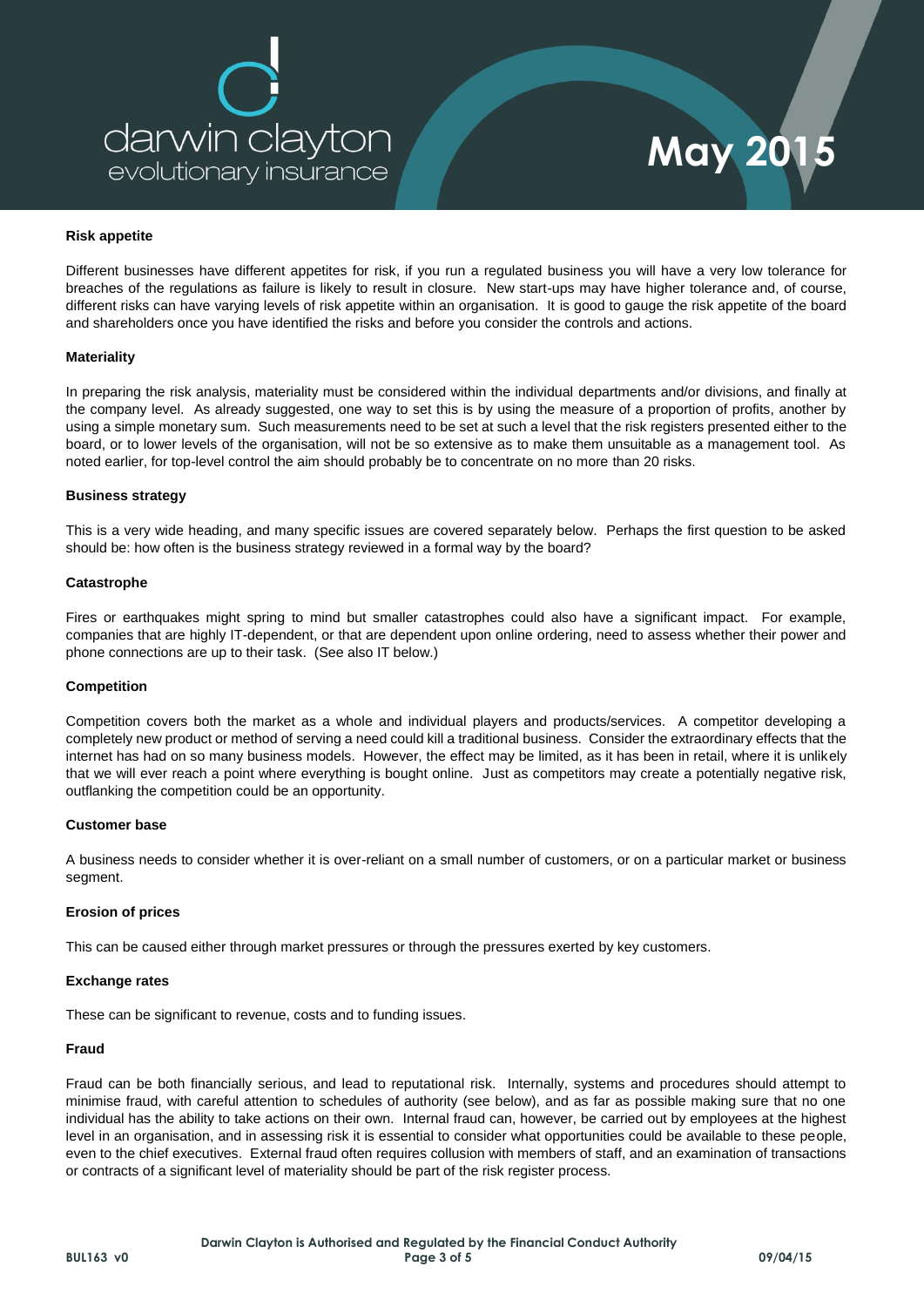### Risk appetite

Different businesses have different appetites for risk, if you run a regulated business you will have a very low tolerance for breaches of the regulations as failure is likely to result in closure. New start-ups may have higher tolerance and, of course, different risks can have varying levels of risk appetite within an organisation. It is good to gauge the risk appetite of the board and shareholders once you have identified the risks and before you consider the controls and actions.

### Materiality

In preparing the risk analysis, materiality must be considered within the individual departments and/or divisions, and finally at the company level. As already suggested, one way to set this is by using the measure of a proportion of profits, another by using a simple monetary sum. Such measurements need to be set at such a level that the risk registers presented either to the board, or to lower levels of the organisation, will not be so extensive as to make them unsuitable as a management tool. As noted earlier, for top-level control the aim should probably be to concentrate on no more than 20 risks.

### Business strategy

This is a very wide heading, and many specific issues are covered separately below. Perhaps the first question to be asked should be: how often is the business strategy reviewed in a formal way by the board?

### Catastrophe

Fires or earthquakes might spring to mind but smaller catastrophes could also have a significant impact. For example, companies that are highly IT-dependent, or that are dependent upon online ordering, need to assess whether their power and phone connections are up to their task. (See also IT below.)

### Competition

Competition covers both the market as a whole and individual players and products/services. A competitor developing a completely new product or method of serving a need could kill a traditional business. Consider the extraordinary effects that the internet has had on so many business models. However, the effect may be limited, as it has been in retail, where it is unlikely that we will ever reach a point where everything is bought online. Just as competitors may create a potentially negative risk, outflanking the competition could be an opportunity.

### Customer base

A business needs to consider whether it is over-reliant on a small number of customers, or on a particular market or business segment.

### Erosion of prices

This can be caused either through market pressures or through the pressures exerted by key customers.

### Exchange rates

These can be significant to revenue, costs and to funding issues.

### Fraud

Fraud can be both financially serious, and lead to reputational risk. Internally, systems and procedures should attempt to minimise fraud, with careful attention to schedules of authority (see below), and as far as possible making sure that no one individual has the ability to take actions on their own. Internal fraud can, however, be carried out by employees at the highest level in an organisation, and in assessing risk it is essential to consider what opportunities could be available to these people, even to the chief executives. External fraud often requires collusion with members of staff, and an examination of transactions or contracts of a significant level of materiality should be part of the risk register process.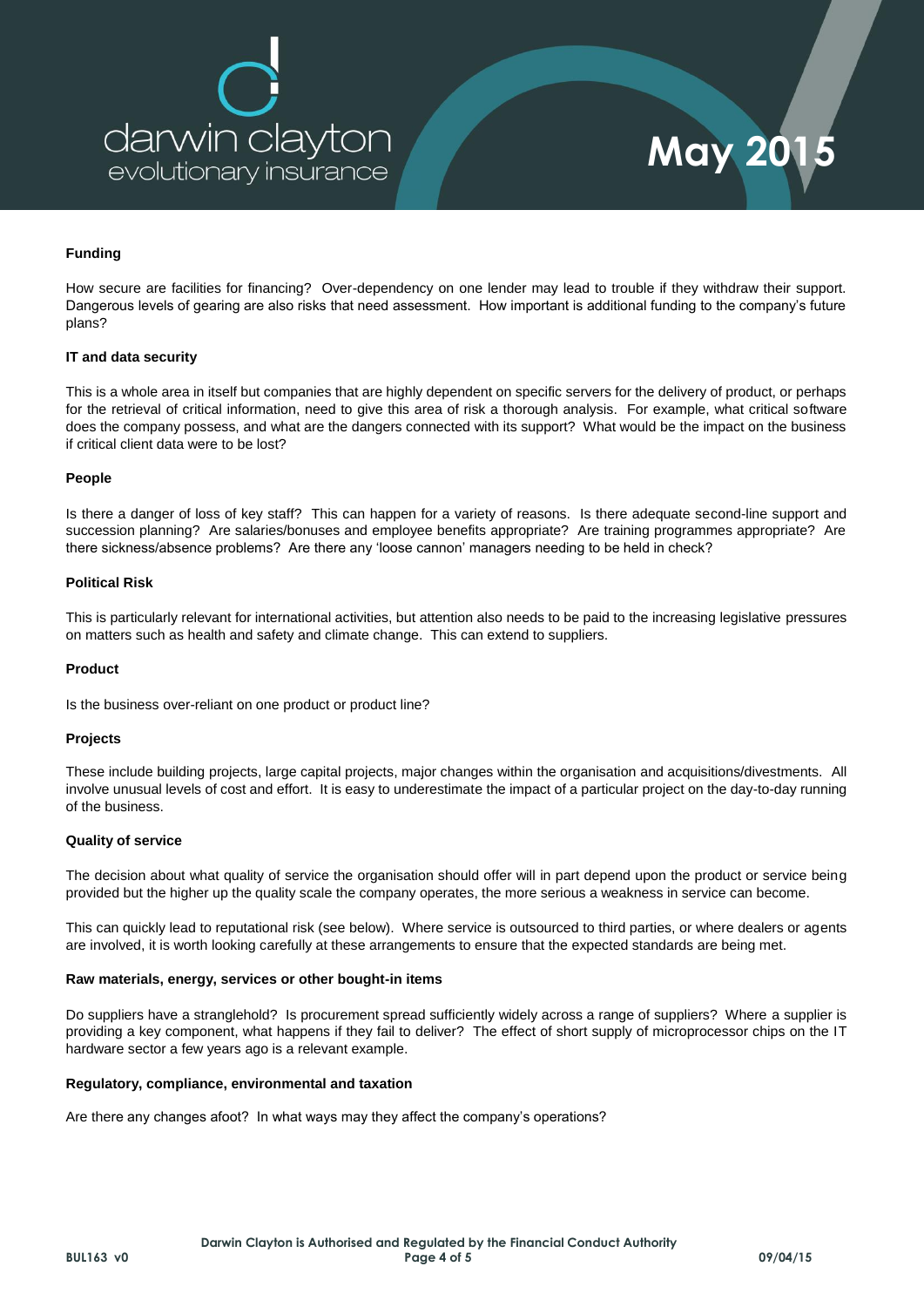**Funding**

How secure are facilities for financing? Over-dependency on one lender may lead to trouble if they withdraw their support. Dangerous levels of gearing are also risks that need assessment. How important is additional funding to the company's future plans?

**IT and data security**

This is a whole area in itself but companies that are highly dependent on specific servers for the delivery of product, or perhaps for the retrieval of critical information, need to give this area of risk a thorough analysis. For example, what critical software does the company possess, and what are the dangers connected with its support? What would be the impact on the business if critical client data were to be lost?

**People**

Is there a danger of loss of key staff? This can happen for a variety of reasons. Is there adequate second-line support and succession planning? Are salaries/bonuses and employee benefits appropriate? Are training programmes appropriate? Are there sickness/absence problems? Are there any 'loose cannon' managers needing to be held in check?

**Political Risk**

This is particularly relevant for international activities, but attention also needs to be paid to the increasing legislative pressures on matters such as health and safety and climate change. This can extend to suppliers.

**Product**

Is the business over-reliant on one product or product line?

**Projects**

These include building projects, large capital projects, major changes within the organisation and acquisitions/divestments. All involve unusual levels of cost and effort. It is easy to underestimate the impact of a particular project on the day-to-day running of the business.

**Quality of service**

The decision about what quality of service the organisation should offer will in part depend upon the product or service being provided but the higher up the quality scale the company operates, the more serious a weakness in service can become.

This can quickly lead to reputational risk (see below). Where service is outsourced to third parties, or where dealers or agents are involved, it is worth looking carefully at these arrangements to ensure that the expected standards are being met.

**Raw materials, energy, services or other bought-in items**

Do suppliers have a stranglehold? Is procurement spread sufficiently widely across a range of suppliers? Where a supplier is providing a key component, what happens if they fail to deliver? The effect of short supply of microprocessor chips on the IT hardware sector a few years ago is a relevant example.

**Regulatory, compliance, environmental and taxation**

Are there any changes afoot? In what ways may they affect the company's operations?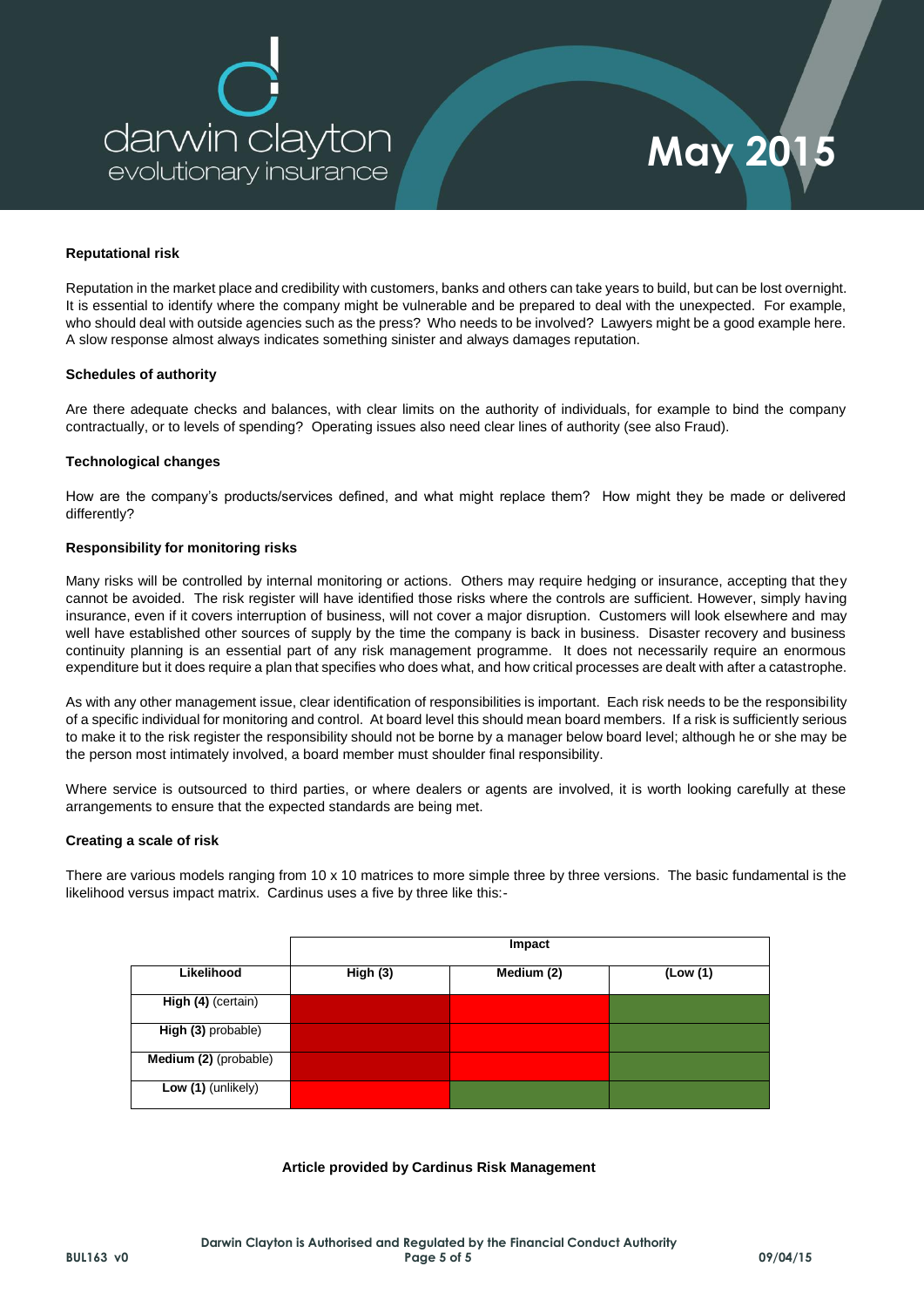#### Reputational risk

Reputation in the market place and credibility with customers, banks and others can take years to build, but can be lost overnight. It is essential to identify where the company might be vulnerable and be prepared to deal with the unexpected. For example, who should deal with outside agencies such as the press? Who needs to be involved? Lawyers might be a good example here. A slow response almost always indicates something sinister and always damages reputation.

#### Schedules of authority

Are there adequate checks and balances, with clear limits on the authority of individuals, for example to bind the company contractually, or to levels of spending? Operating issues also need clear lines of authority (see also Fraud).

#### Technological changes

How are the company's products/services defined, and what might replace them? How might they be made or delivered differently?

#### Responsibility for monitoring risks

Many risks will be controlled by internal monitoring or actions. Others may require hedging or insurance, accepting that they cannot be avoided. The risk register will have identified those risks where the controls are sufficient. However, simply having insurance, even if it covers interruption of business, will not cover a major disruption. Customers will look elsewhere and may well have established other sources of supply by the time the company is back in business. Disaster recovery and business continuity planning is an essential part of any risk management programme. It does not necessarily require an enormous expenditure but it does require a plan that specifies who does what, and how critical processes are dealt with after a catastrophe.

As with any other management issue, clear identification of responsibilities is important. Each risk needs to be the responsibility of a specific individual for monitoring and control. At board level this should mean board members. If a risk is sufficiently serious to make it to the risk register the responsibility should not be borne by a manager below board level; although he or she may be the person most intimately involved, a board member must shoulder final responsibility.

Where service is outsourced to third parties, or where dealers or agents are involved, it is worth looking carefully at these arrangements to ensure that the expected standards are being met.

#### Creating a scale of risk

There are various models ranging from 10 x 10 matrices to more simple three by three versions. The basic fundamental is the likelihood versus impact matrix. Cardinus uses a five by three like this:-

| | **Impact** | | |
|---|---|---|---|
| **Likelihood** | **High (3)** | **Medium (2)** | **(Low (1)** |
| **High (4)** (certain) | | | |
| **High (3)** probable) | | | |
| **Medium (2)** (probable) | | | |
| **Low (1)** (unlikely) | | | |

**Article provided by Cardinus Risk Management**